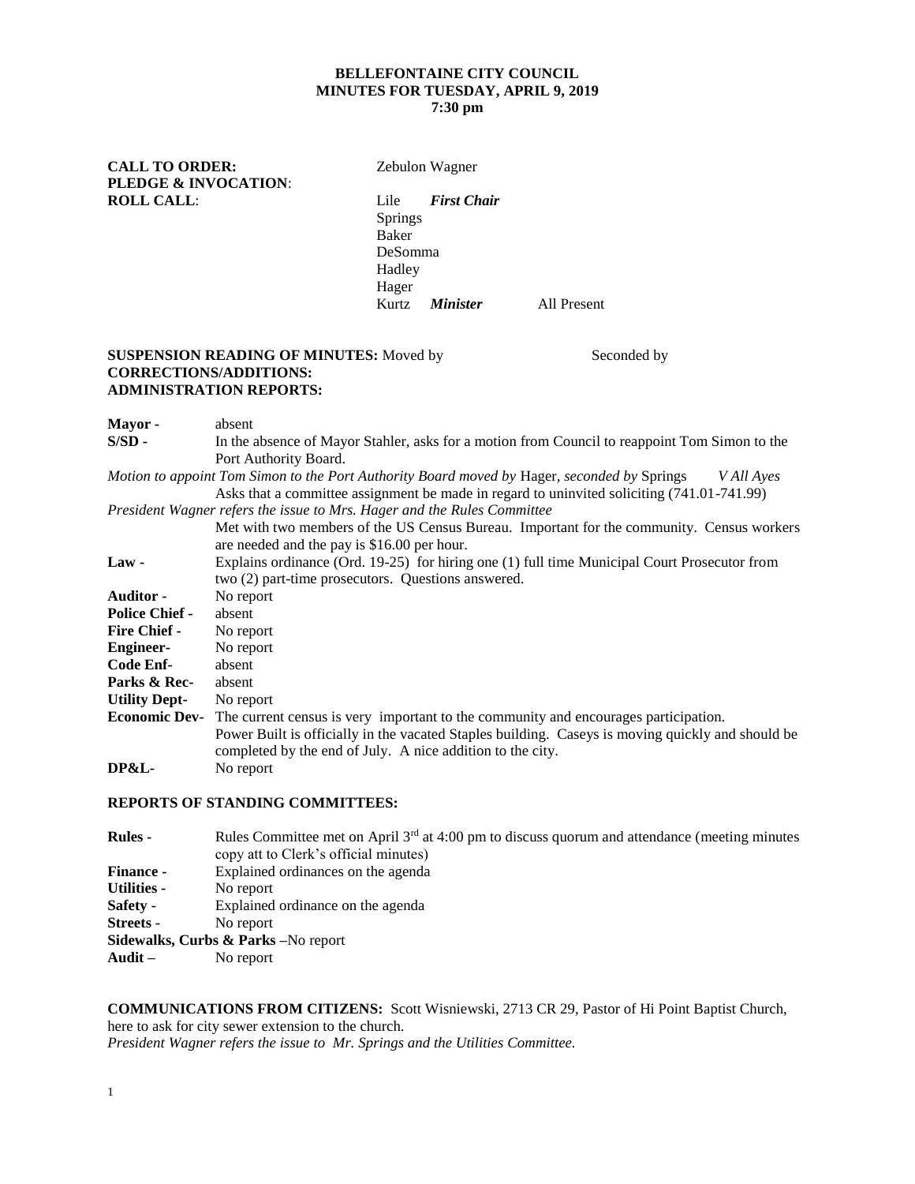**BELLEFONTAINE CITY COUNCIL**
**MINUTES FOR TUESDAY, APRIL 9, 2019**
**7:30 pm**

**CALL TO ORDER:** Zebulon Wagner
**PLEDGE & INVOCATION**:
**ROLL CALL**:
Lile *First Chair*
Springs
Baker
DeSomma
Hadley
Hager
Kurtz *Minister* All Present

**SUSPENSION READING OF MINUTES:** Moved by Seconded by
**CORRECTIONS/ADDITIONS:**
**ADMINISTRATION REPORTS:**

**Mayor -** absent

**S/SD -** In the absence of Mayor Stahler, asks for a motion from Council to reappoint Tom Simon to the Port Authority Board.

*Motion to appoint Tom Simon to the Port Authority Board moved by* Hager, *seconded by* Springs *V All Ayes*

Asks that a committee assignment be made in regard to uninvited soliciting (741.01-741.99)

*President Wagner refers the issue to Mrs. Hager and the Rules Committee*

Met with two members of the US Census Bureau. Important for the community. Census workers are needed and the pay is $16.00 per hour.

**Law -** Explains ordinance (Ord. 19-25) for hiring one (1) full time Municipal Court Prosecutor from two (2) part-time prosecutors. Questions answered.

**Auditor -** No report

**Police Chief -** absent

**Fire Chief -** No report

**Engineer-** No report

**Code Enf-** absent

**Parks & Rec-** absent

**Utility Dept-** No report

**Economic Dev-** The current census is very important to the community and encourages participation. Power Built is officially in the vacated Staples building. Caseys is moving quickly and should be completed by the end of July. A nice addition to the city.

**DP&L-** No report

**REPORTS OF STANDING COMMITTEES:**

**Rules -** Rules Committee met on April 3rd at 4:00 pm to discuss quorum and attendance (meeting minutes copy att to Clerk's official minutes)

**Finance -** Explained ordinances on the agenda

**Utilities -** No report

**Safety -** Explained ordinance on the agenda

**Streets -** No report

**Sidewalks, Curbs & Parks** –No report

**Audit –** No report

**COMMUNICATIONS FROM CITIZENS:** Scott Wisniewski, 2713 CR 29, Pastor of Hi Point Baptist Church, here to ask for city sewer extension to the church.
*President Wagner refers the issue to Mr. Springs and the Utilities Committee.*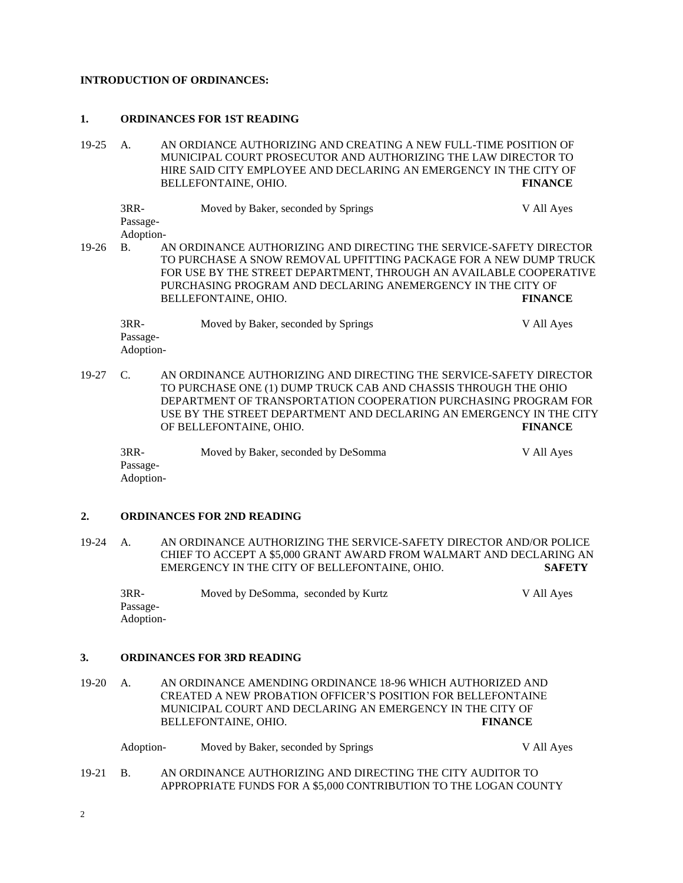**INTRODUCTION OF ORDINANCES:**

**1. ORDINANCES FOR 1ST READING**

19-25 A. AN ORDIANCE AUTHORIZING AND CREATING A NEW FULL-TIME POSITION OF MUNICIPAL COURT PROSECUTOR AND AUTHORIZING THE LAW DIRECTOR TO HIRE SAID CITY EMPLOYEE AND DECLARING AN EMERGENCY IN THE CITY OF BELLEFONTAINE, OHIO. **FINANCE**

3RR- Passage- Adoption- Moved by Baker, seconded by Springs V All Ayes

19-26 B. AN ORDINANCE AUTHORIZING AND DIRECTING THE SERVICE-SAFETY DIRECTOR TO PURCHASE A SNOW REMOVAL UPFITTING PACKAGE FOR A NEW DUMP TRUCK FOR USE BY THE STREET DEPARTMENT, THROUGH AN AVAILABLE COOPERATIVE PURCHASING PROGRAM AND DECLARING ANEMERGENCY IN THE CITY OF BELLEFONTAINE, OHIO. **FINANCE**

3RR- Passage- Adoption- Moved by Baker, seconded by Springs V All Ayes

19-27 C. AN ORDINANCE AUTHORIZING AND DIRECTING THE SERVICE-SAFETY DIRECTOR TO PURCHASE ONE (1) DUMP TRUCK CAB AND CHASSIS THROUGH THE OHIO DEPARTMENT OF TRANSPORTATION COOPERATION PURCHASING PROGRAM FOR USE BY THE STREET DEPARTMENT AND DECLARING AN EMERGENCY IN THE CITY OF BELLEFONTAINE, OHIO. **FINANCE**

3RR- Passage- Adoption- Moved by Baker, seconded by DeSomma V All Ayes

**2. ORDINANCES FOR 2ND READING**

19-24 A. AN ORDINANCE AUTHORIZING THE SERVICE-SAFETY DIRECTOR AND/OR POLICE CHIEF TO ACCEPT A $5,000 GRANT AWARD FROM WALMART AND DECLARING AN EMERGENCY IN THE CITY OF BELLEFONTAINE, OHIO. **SAFETY**

3RR- Passage- Adoption- Moved by DeSomma, seconded by Kurtz V All Ayes

**3. ORDINANCES FOR 3RD READING**

19-20 A. AN ORDINANCE AMENDING ORDINANCE 18-96 WHICH AUTHORIZED AND CREATED A NEW PROBATION OFFICER'S POSITION FOR BELLEFONTAINE MUNICIPAL COURT AND DECLARING AN EMERGENCY IN THE CITY OF BELLEFONTAINE, OHIO. **FINANCE**

Adoption- Moved by Baker, seconded by Springs V All Ayes

19-21 B. AN ORDINANCE AUTHORIZING AND DIRECTING THE CITY AUDITOR TO APPROPRIATE FUNDS FOR A $5,000 CONTRIBUTION TO THE LOGAN COUNTY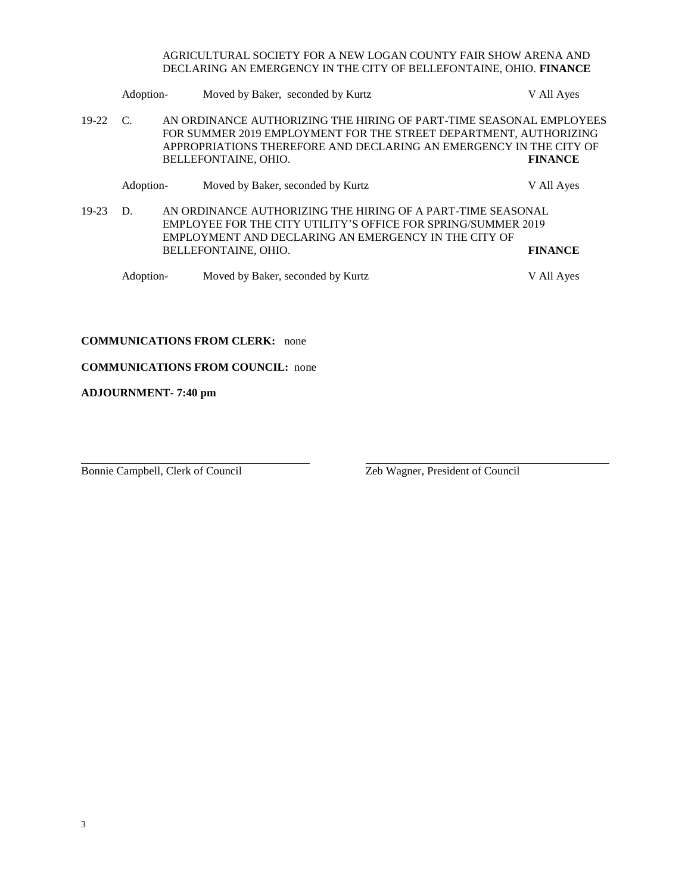AGRICULTURAL SOCIETY FOR A NEW LOGAN COUNTY FAIR SHOW ARENA AND DECLARING AN EMERGENCY IN THE CITY OF BELLEFONTAINE, OHIO. **FINANCE**

Adoption- Moved by Baker, seconded by Kurtz V All Ayes

19-22 C. AN ORDINANCE AUTHORIZING THE HIRING OF PART-TIME SEASONAL EMPLOYEES FOR SUMMER 2019 EMPLOYMENT FOR THE STREET DEPARTMENT, AUTHORIZING APPROPRIATIONS THEREFORE AND DECLARING AN EMERGENCY IN THE CITY OF BELLEFONTAINE, OHIO. **FINANCE**

Adoption- Moved by Baker, seconded by Kurtz V All Ayes

19-23 D. AN ORDINANCE AUTHORIZING THE HIRING OF A PART-TIME SEASONAL EMPLOYEE FOR THE CITY UTILITY'S OFFICE FOR SPRING/SUMMER 2019 EMPLOYMENT AND DECLARING AN EMERGENCY IN THE CITY OF BELLEFONTAINE, OHIO. **FINANCE**

Adoption- Moved by Baker, seconded by Kurtz V All Ayes

**COMMUNICATIONS FROM CLERK:** none

**COMMUNICATIONS FROM COUNCIL:** none

**ADJOURNMENT- 7:40 pm**

Bonnie Campbell, Clerk of Council

Zeb Wagner, President of Council